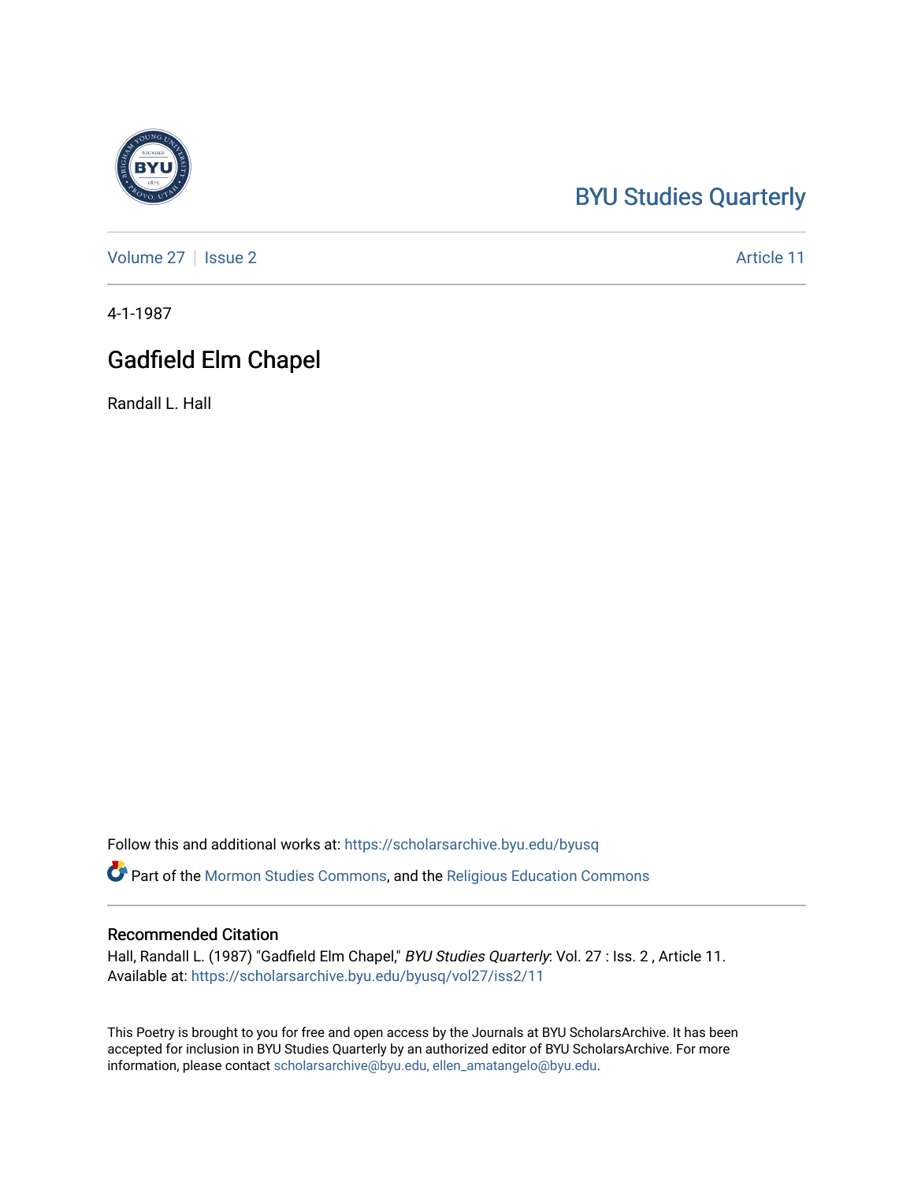BYU Studies Quarterly

Volume 27 | Issue 2 | Article 11

4-1-1987

# Gadfield Elm Chapel

Randall L. Hall

Follow this and additional works at: https://scholarsarchive.byu.edu/byusq

Part of the Mormon Studies Commons, and the Religious Education Commons

## Recommended Citation

Hall, Randall L. (1987) "Gadfield Elm Chapel," *BYU Studies Quarterly*: Vol. 27 : Iss. 2 , Article 11.
Available at: https://scholarsarchive.byu.edu/byusq/vol27/iss2/11

This Poetry is brought to you for free and open access by the Journals at BYU ScholarsArchive. It has been accepted for inclusion in BYU Studies Quarterly by an authorized editor of BYU ScholarsArchive. For more information, please contact scholarsarchive@byu.edu, ellen_amatangelo@byu.edu.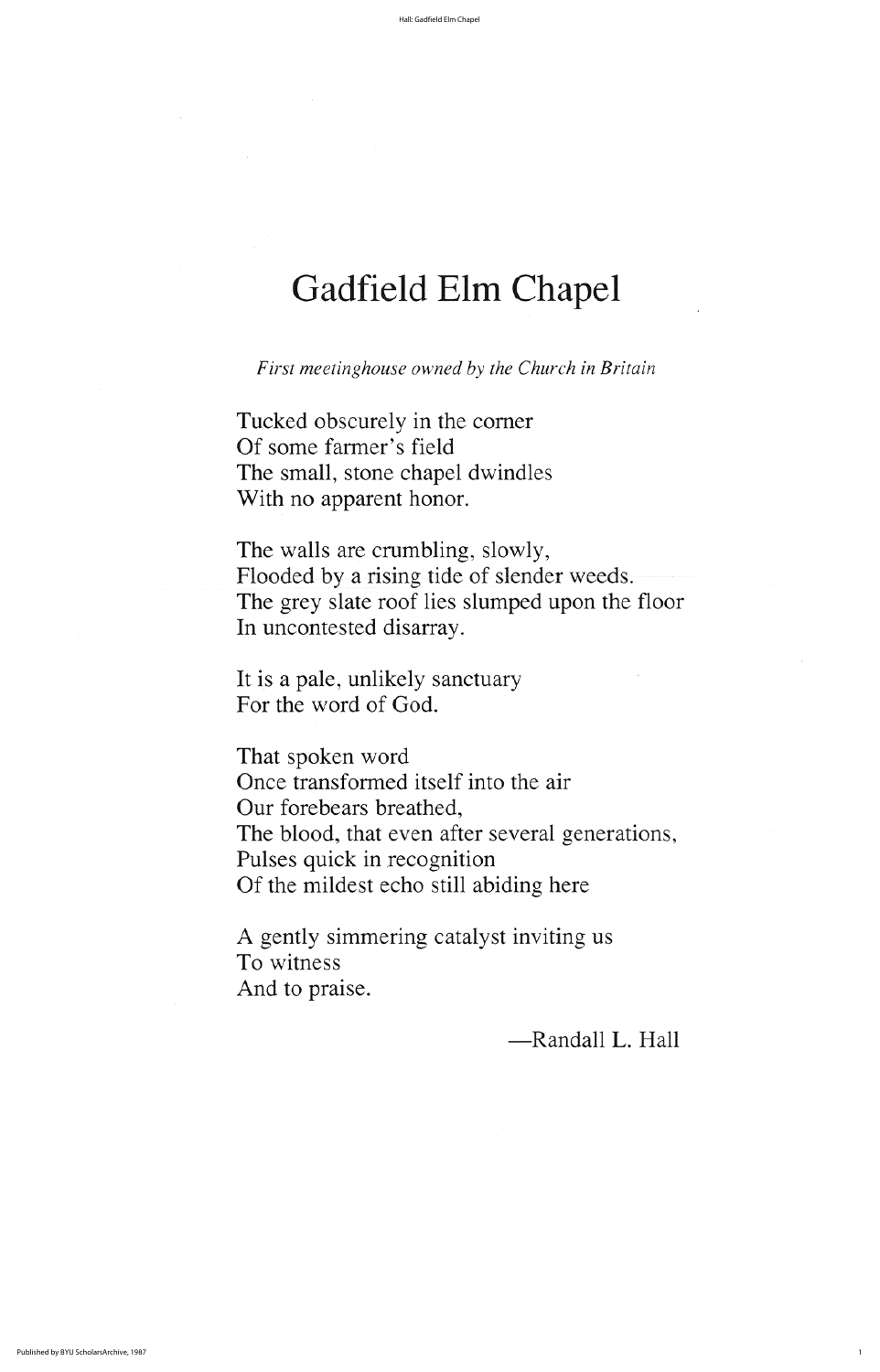# Gadfield Elm Chapel

*First meetinghouse owned by the Church in Britain*

Tucked obscurely in the corner  
Of some farmer's field  
The small, stone chapel dwindles  
With no apparent honor.

The walls are crumbling, slowly,  
Flooded by a rising tide of slender weeds.  
The grey slate roof lies slumped upon the floor  
In uncontested disarray.

It is a pale, unlikely sanctuary  
For the word of God.

That spoken word  
Once transformed itself into the air  
Our forebears breathed,  
The blood, that even after several generations,  
Pulses quick in recognition  
Of the mildest echo still abiding here

A gently simmering catalyst inviting us  
To witness  
And to praise.

—Randall L. Hall